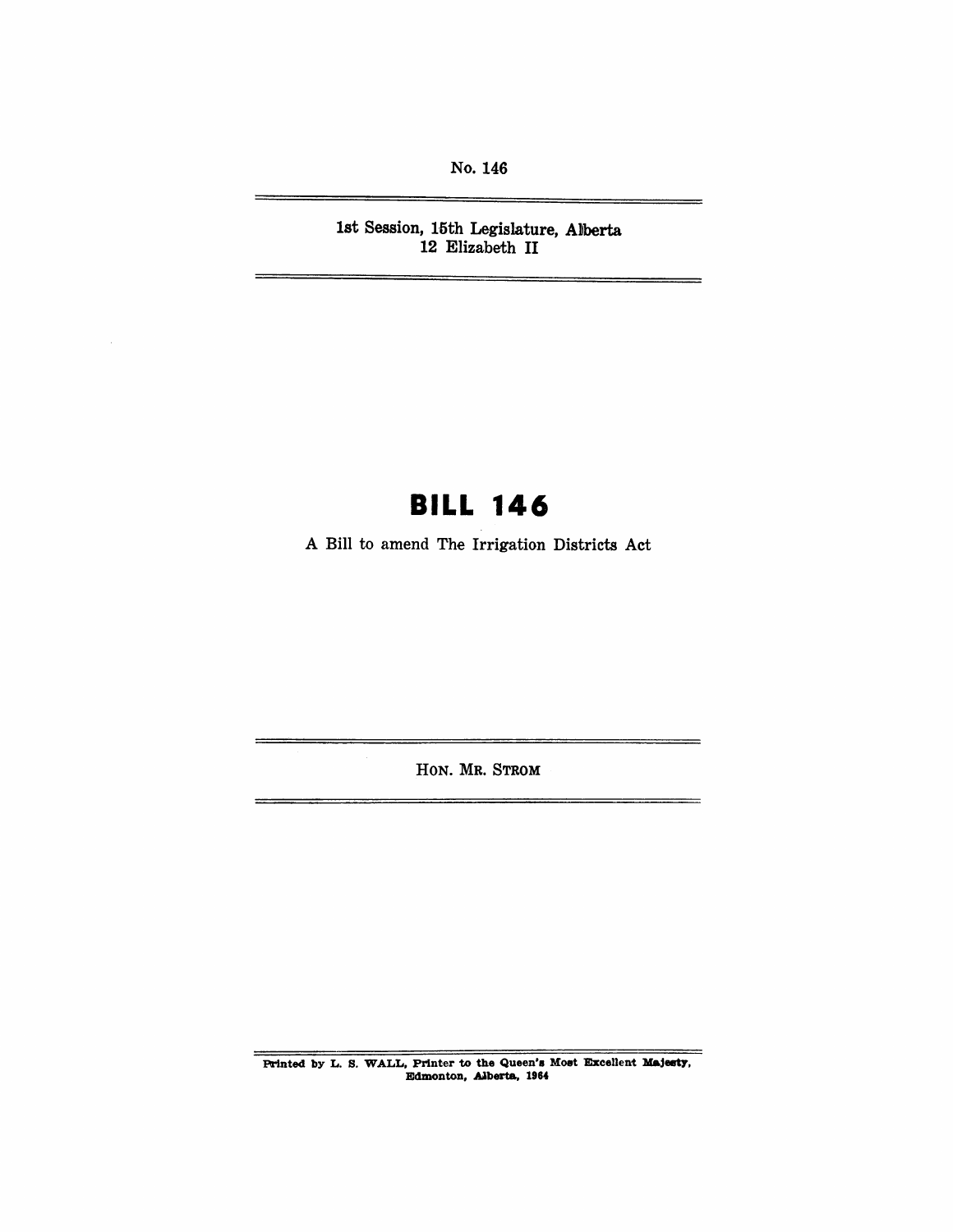No. 146

1st Session, 15th Legislature, Alberta
12 Elizabeth II

# BILL 146

A Bill to amend The Irrigation Districts Act

HON. MR. STROM

Printed by L. S. WALL, Printer to the Queen's Most Excellent Majesty, Edmonton, Alberta, 1964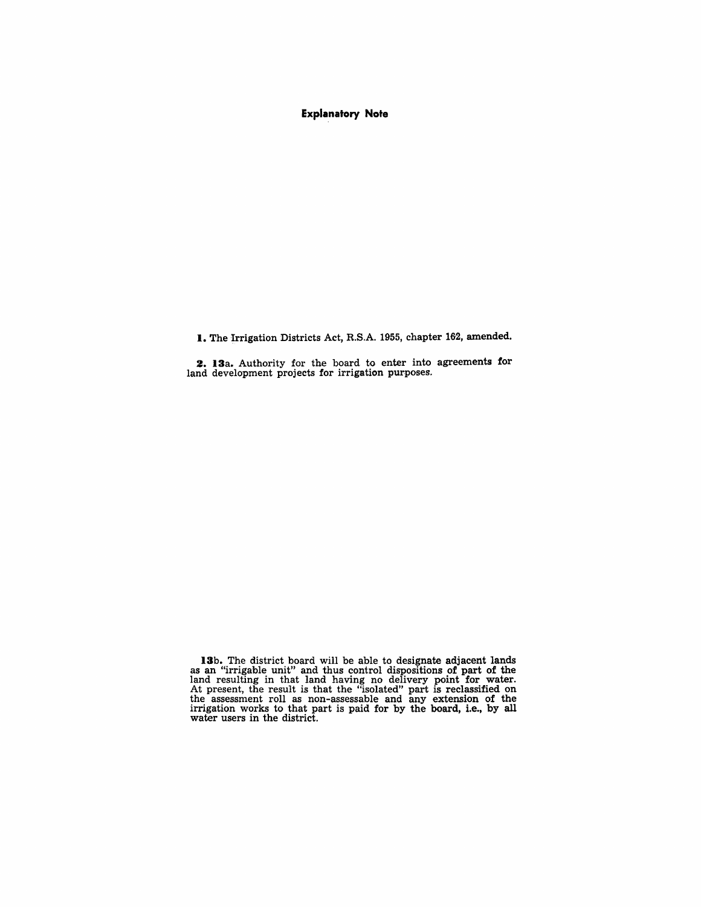## Explanatory Note

**1.** The Irrigation Districts Act, R.S.A. 1955, chapter 162, amended.

**2. 13**a. Authority for the board to enter into agreements for land development projects for irrigation purposes.

**13**b. The district board will be able to designate adjacent lands as an "irrigable unit" and thus control dispositions of part of the land resulting in that land having no delivery point for water. At present, the result is that the "isolated" part is reclassified on the assessment roll as non-assessable and any extension of the irrigation works to that part is paid for by the board, i.e., by all water users in the district.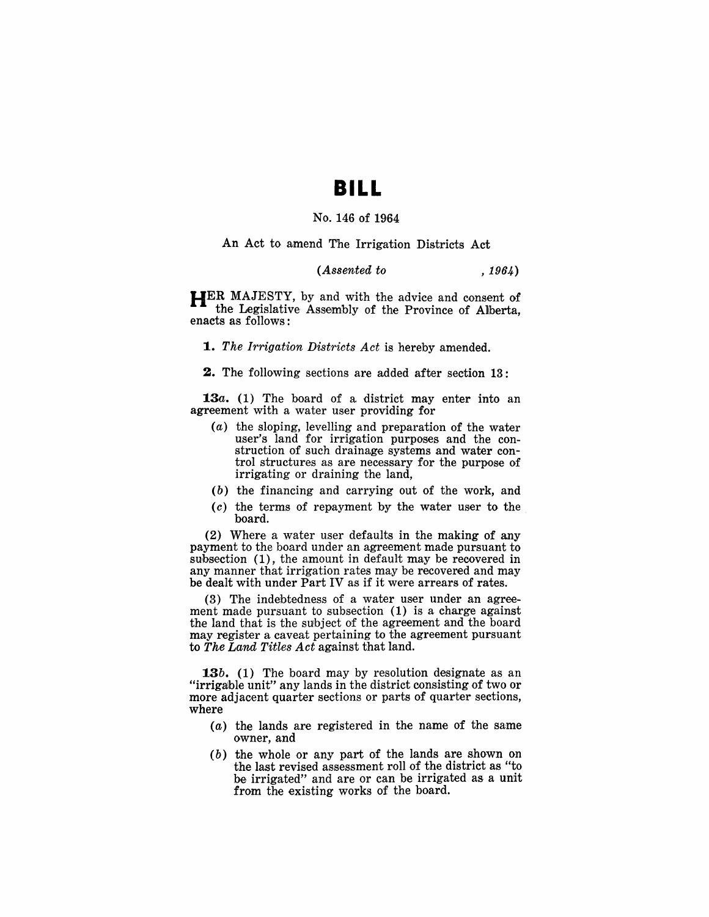# BILL

No. 146 of 1964

An Act to amend The Irrigation Districts Act

*(Assented to , 1964)*

HER MAJESTY, by and with the advice and consent of the Legislative Assembly of the Province of Alberta, enacts as follows:

**1.** *The Irrigation Districts Act* is hereby amended.

**2.** The following sections are added after section 13:

**13*a*.** (1) The board of a district may enter into an agreement with a water user providing for

- (*a*) the sloping, levelling and preparation of the water user's land for irrigation purposes and the construction of such drainage systems and water control structures as are necessary for the purpose of irrigating or draining the land,
- (*b*) the financing and carrying out of the work, and
- (*c*) the terms of repayment by the water user to the board.

(2) Where a water user defaults in the making of any payment to the board under an agreement made pursuant to subsection (1), the amount in default may be recovered in any manner that irrigation rates may be recovered and may be dealt with under Part IV as if it were arrears of rates.

(3) The indebtedness of a water user under an agreement made pursuant to subsection (1) is a charge against the land that is the subject of the agreement and the board may register a caveat pertaining to the agreement pursuant to *The Land Titles Act* against that land.

**13*b*.** (1) The board may by resolution designate as an "irrigable unit" any lands in the district consisting of two or more adjacent quarter sections or parts of quarter sections, where

- (*a*) the lands are registered in the name of the same owner, and
- (*b*) the whole or any part of the lands are shown on the last revised assessment roll of the district as "to be irrigated" and are or can be irrigated as a unit from the existing works of the board.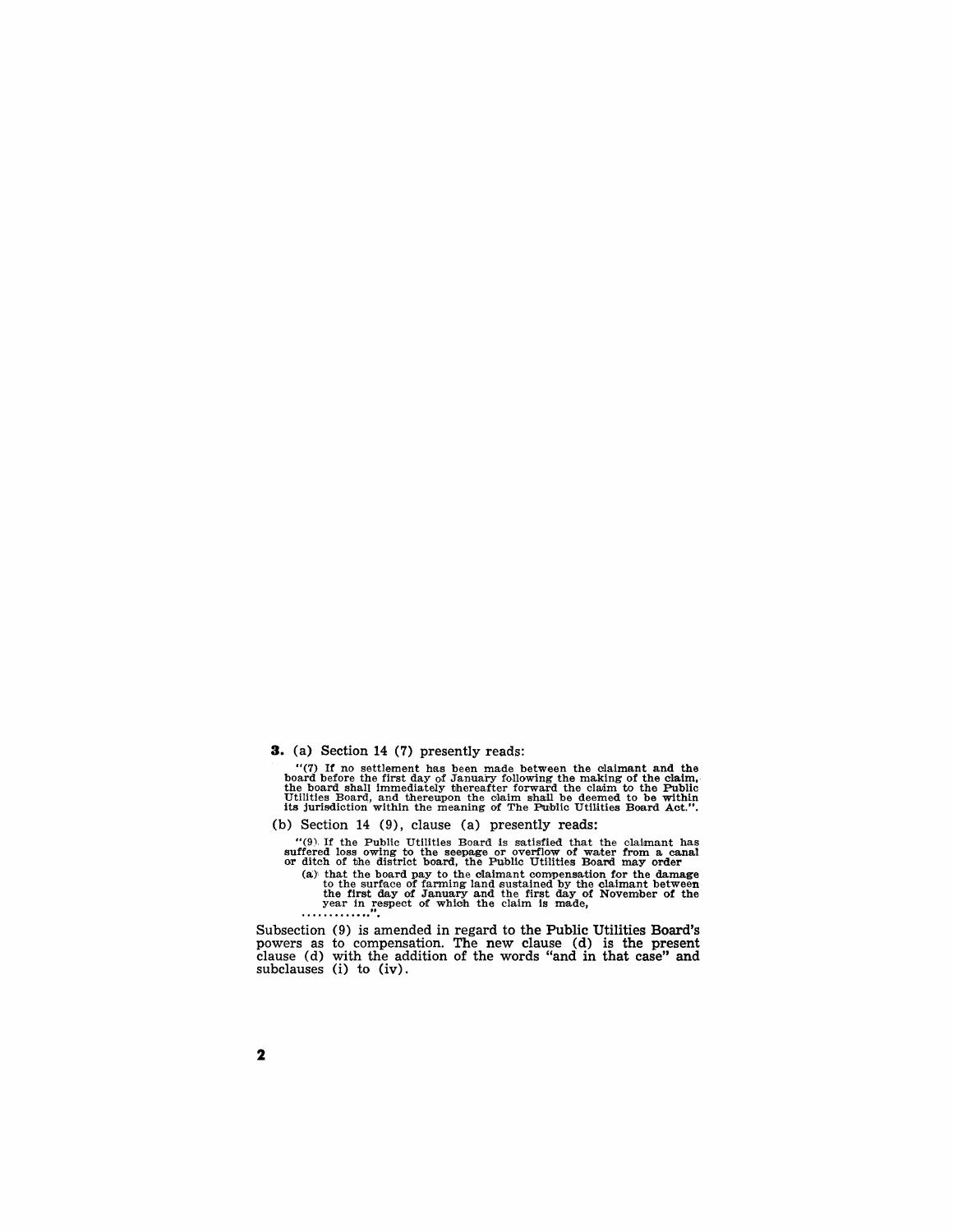**3.** (a) Section 14 (7) presently reads:

> "(7) If no settlement has been made between the claimant and the board before the first day of January following the making of the claim, the board shall immediately thereafter forward the claim to the Public Utilities Board, and thereupon the claim shall be deemed to be within its jurisdiction within the meaning of The Public Utilities Board Act.".

(b) Section 14 (9), clause (a) presently reads:

> "(9) If the Public Utilities Board is satisfied that the claimant has suffered loss owing to the seepage or overflow of water from a canal or ditch of the district board, the Public Utilities Board may order
>
> (a) that the board pay to the claimant compensation for the damage to the surface of farming land sustained by the claimant between the first day of January and the first day of November of the year in respect of which the claim is made,
>
> .............".

Subsection (9) is amended in regard to the Public Utilities Board's powers as to compensation. The new clause (d) is the present clause (d) with the addition of the words "and in that case" and subclauses (i) to (iv).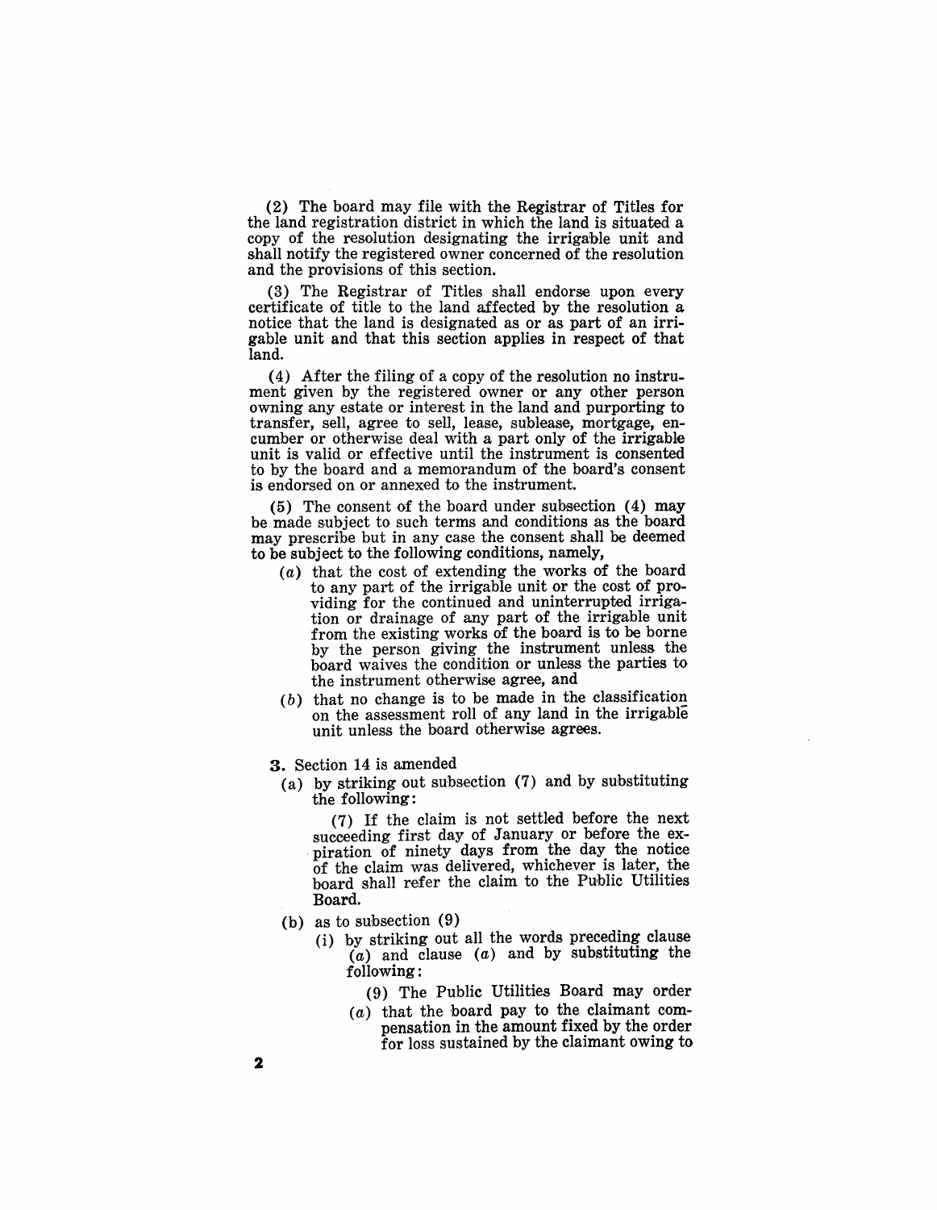(2) The board may file with the Registrar of Titles for the land registration district in which the land is situated a copy of the resolution designating the irrigable unit and shall notify the registered owner concerned of the resolution and the provisions of this section.

(3) The Registrar of Titles shall endorse upon every certificate of title to the land affected by the resolution a notice that the land is designated as or as part of an irrigable unit and that this section applies in respect of that land.

(4) After the filing of a copy of the resolution no instrument given by the registered owner or any other person owning any estate or interest in the land and purporting to transfer, sell, agree to sell, lease, sublease, mortgage, encumber or otherwise deal with a part only of the irrigable unit is valid or effective until the instrument is consented to by the board and a memorandum of the board's consent is endorsed on or annexed to the instrument.

(5) The consent of the board under subsection (4) may be made subject to such terms and conditions as the board may prescribe but in any case the consent shall be deemed to be subject to the following conditions, namely,

- (*a*) that the cost of extending the works of the board to any part of the irrigable unit or the cost of providing for the continued and uninterrupted irrigation or drainage of any part of the irrigable unit from the existing works of the board is to be borne by the person giving the instrument unless the board waives the condition or unless the parties to the instrument otherwise agree, and
- (*b*) that no change is to be made in the classification on the assessment roll of any land in the irrigable unit unless the board otherwise agrees.

**3.** Section 14 is amended

- (a) by striking out subsection (7) and by substituting the following:

  (7) If the claim is not settled before the next succeeding first day of January or before the expiration of ninety days from the day the notice of the claim was delivered, whichever is later, the board shall refer the claim to the Public Utilities Board.

- (b) as to subsection (9)
  - (i) by striking out all the words preceding clause (*a*) and clause (*a*) and by substituting the following:

    (9) The Public Utilities Board may order

    (*a*) that the board pay to the claimant compensation in the amount fixed by the order for loss sustained by the claimant owing to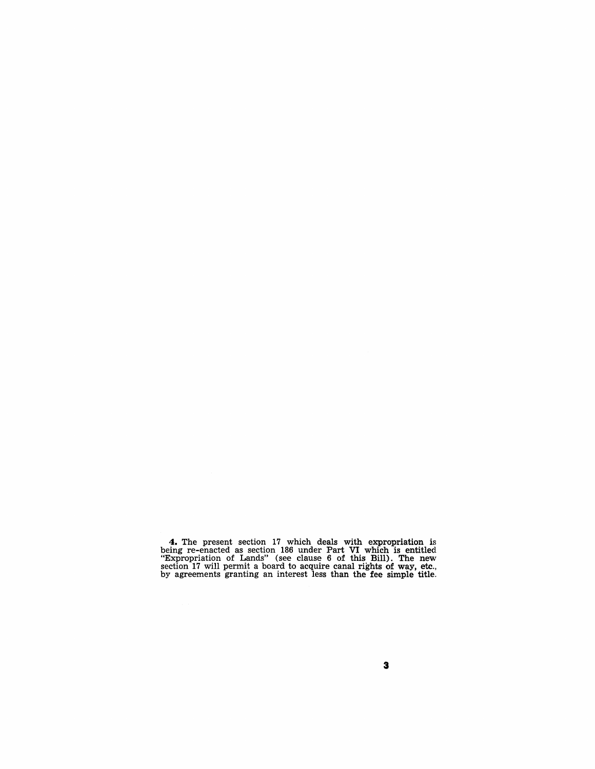**4.** The present section 17 which deals with expropriation is being re-enacted as section 186 under Part VI which is entitled "Expropriation of Lands" (see clause 6 of this Bill). The new section 17 will permit a board to acquire canal rights of way, etc., by agreements granting an interest less than the fee simple title.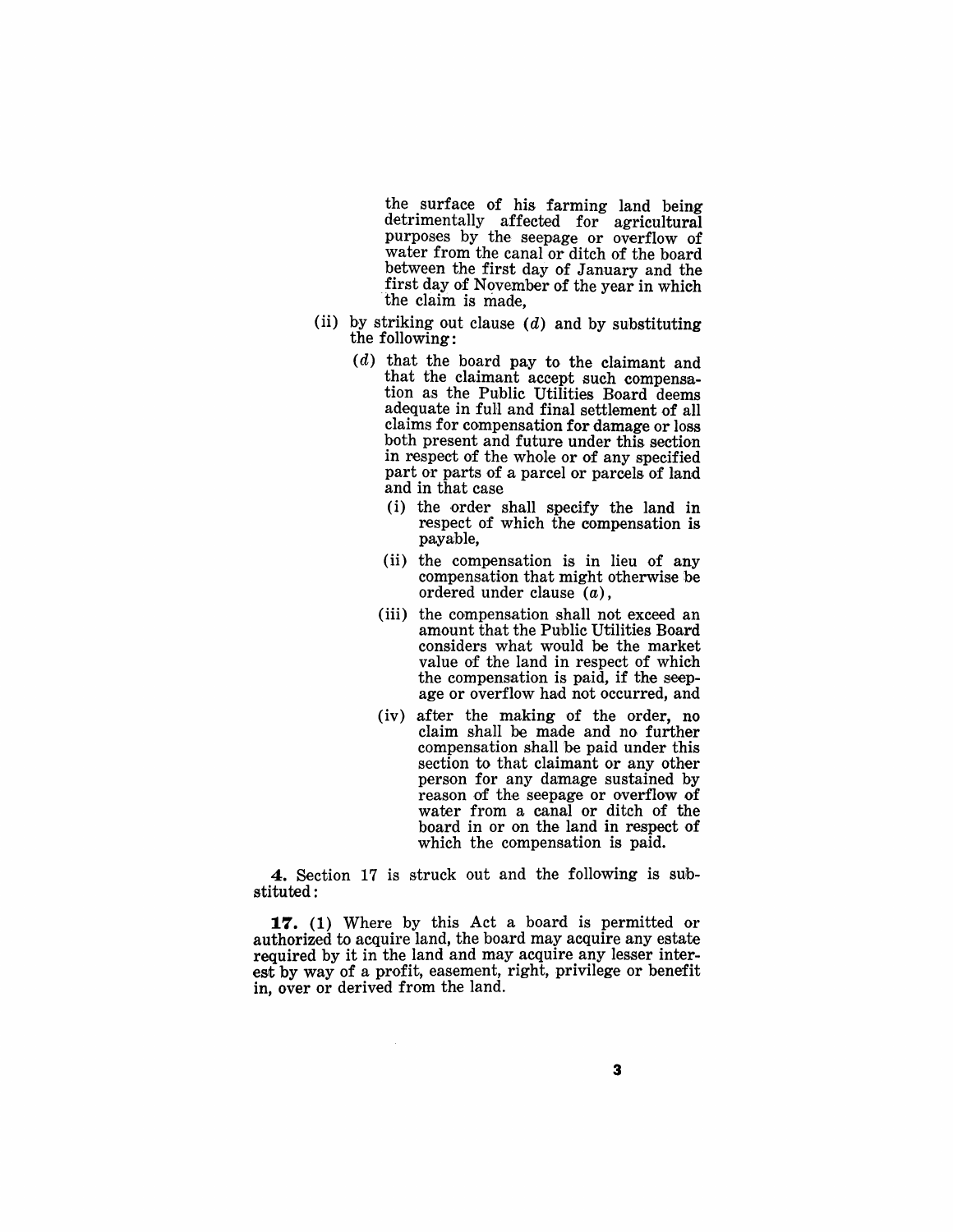the surface of his farming land being detrimentally affected for agricultural purposes by the seepage or overflow of water from the canal or ditch of the board between the first day of January and the first day of November of the year in which the claim is made,

(ii) by striking out clause (*d*) and by substituting the following:

(*d*) that the board pay to the claimant and that the claimant accept such compensation as the Public Utilities Board deems adequate in full and final settlement of all claims for compensation for damage or loss both present and future under this section in respect of the whole or of any specified part or parts of a parcel or parcels of land and in that case

(i) the order shall specify the land in respect of which the compensation is payable,

(ii) the compensation is in lieu of any compensation that might otherwise be ordered under clause (*a*),

(iii) the compensation shall not exceed an amount that the Public Utilities Board considers what would be the market value of the land in respect of which the compensation is paid, if the seepage or overflow had not occurred, and

(iv) after the making of the order, no claim shall be made and no further compensation shall be paid under this section to that claimant or any other person for any damage sustained by reason of the seepage or overflow of water from a canal or ditch of the board in or on the land in respect of which the compensation is paid.

**4.** Section 17 is struck out and the following is substituted:

**17.** (1) Where by this Act a board is permitted or authorized to acquire land, the board may acquire any estate required by it in the land and may acquire any lesser interest by way of a profit, easement, right, privilege or benefit in, over or derived from the land.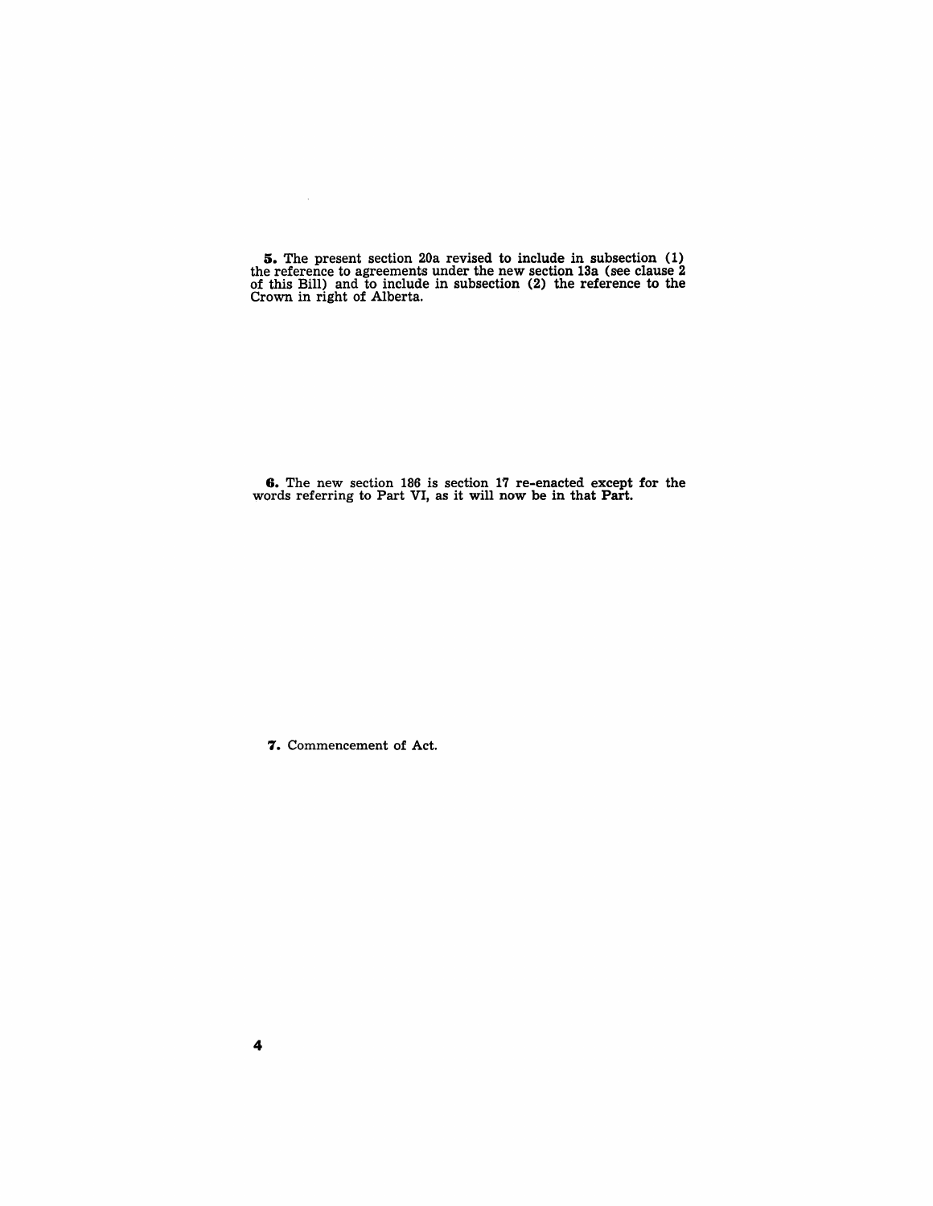**5.** The present section 20a revised to include in subsection (1) the reference to agreements under the new section 13a (see clause 2 of this Bill) and to include in subsection (2) the reference to the Crown in right of Alberta.

**6.** The new section 186 is section 17 re-enacted except for the words referring to Part VI, as it will now be in that Part.

**7.** Commencement of Act.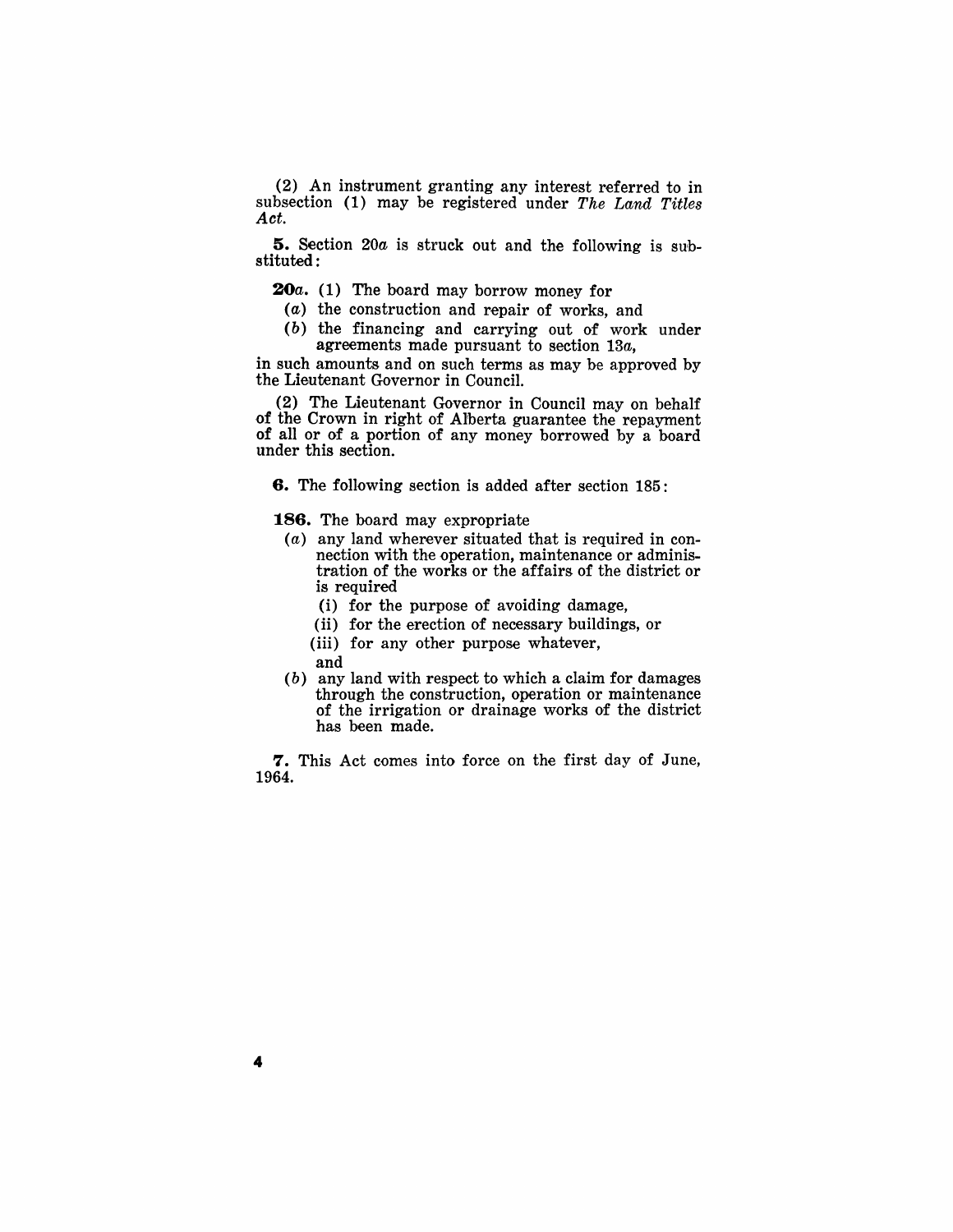(2) An instrument granting any interest referred to in subsection (1) may be registered under *The Land Titles Act*.

**5.** Section 20*a* is struck out and the following is substituted:

**20*a*.** (1) The board may borrow money for

- (*a*) the construction and repair of works, and
- (*b*) the financing and carrying out of work under agreements made pursuant to section 13*a*,

in such amounts and on such terms as may be approved by the Lieutenant Governor in Council.

(2) The Lieutenant Governor in Council may on behalf of the Crown in right of Alberta guarantee the repayment of all or of a portion of any money borrowed by a board under this section.

**6.** The following section is added after section 185:

**186.** The board may expropriate

- (*a*) any land wherever situated that is required in connection with the operation, maintenance or administration of the works or the affairs of the district or is required
  - (i) for the purpose of avoiding damage,
  - (ii) for the erection of necessary buildings, or
  - (iii) for any other purpose whatever,

  and
- (*b*) any land with respect to which a claim for damages through the construction, operation or maintenance of the irrigation or drainage works of the district has been made.

**7.** This Act comes into force on the first day of June, 1964.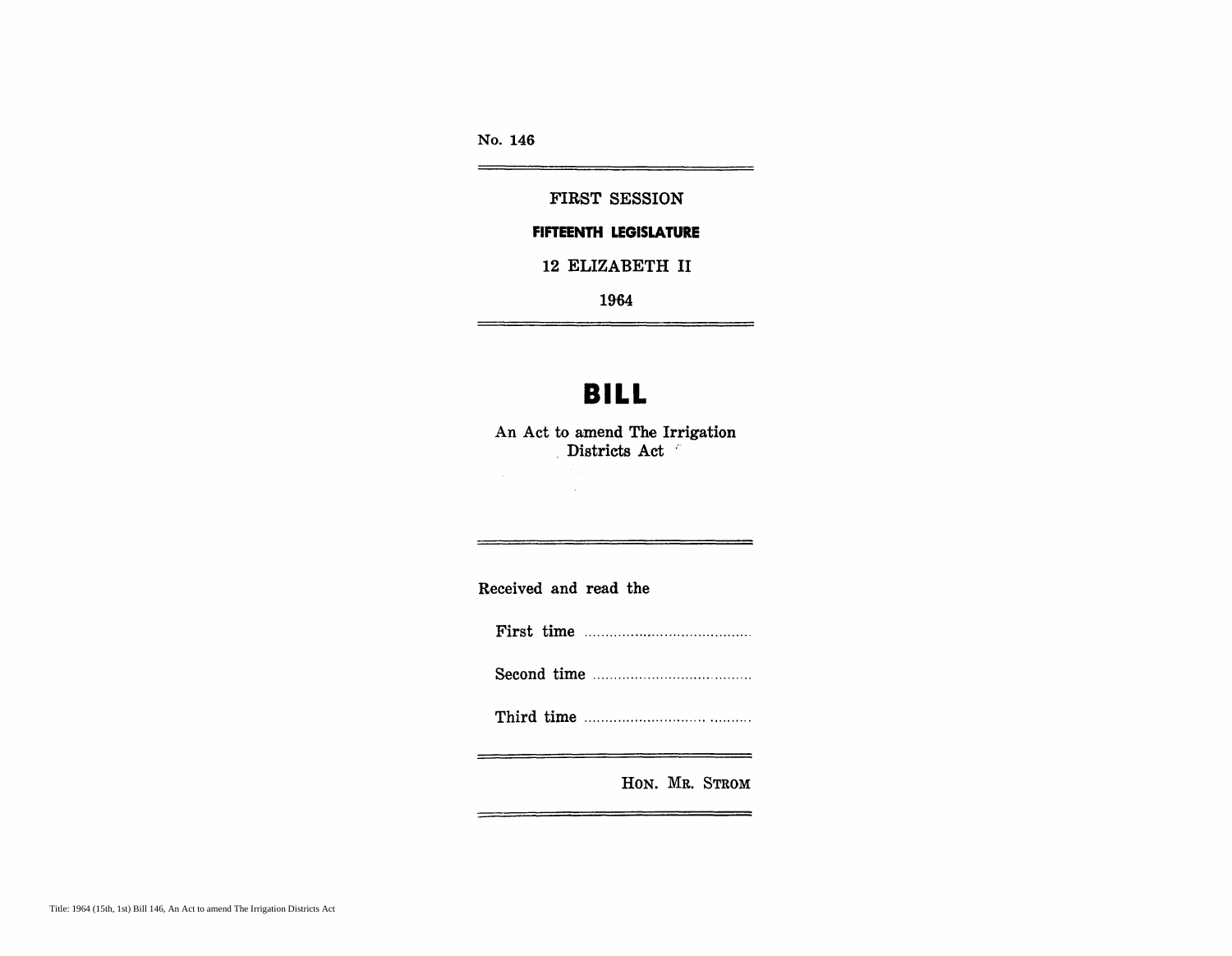No. 146

FIRST SESSION

**FIFTEENTH LEGISLATURE**

12 ELIZABETH II

**1964**

# BILL

An Act to amend The Irrigation Districts Act

Received and read the

First time ........................................

Second time ........................................

Third time ........................................

HON. MR. STROM